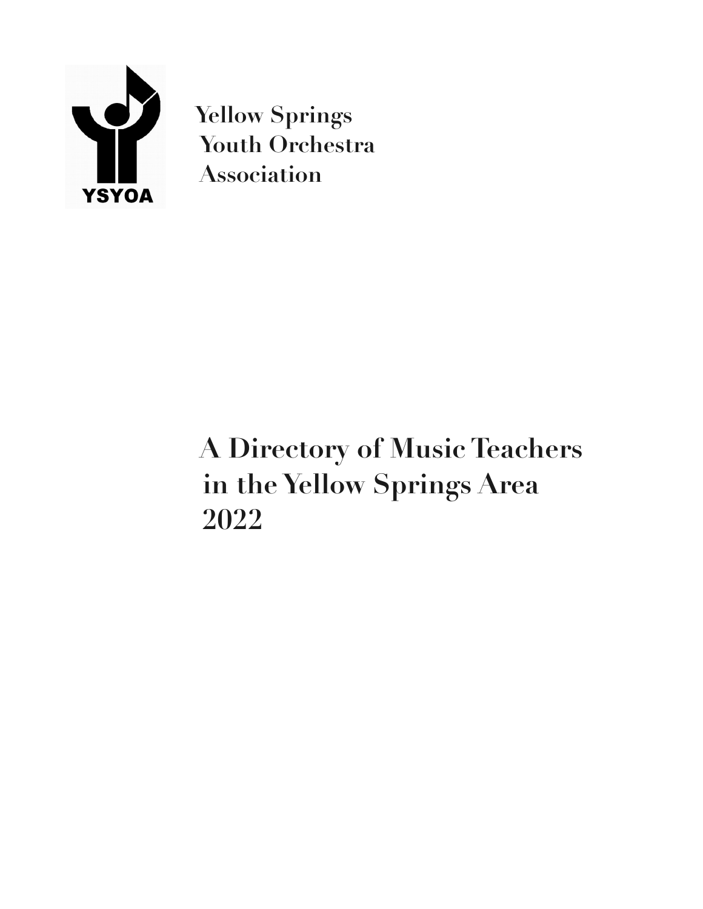YSYOA

**Yellow Springs Youth Orchestra Association**

# A Directory of Music Teachers in the Yellow Springs Area 2022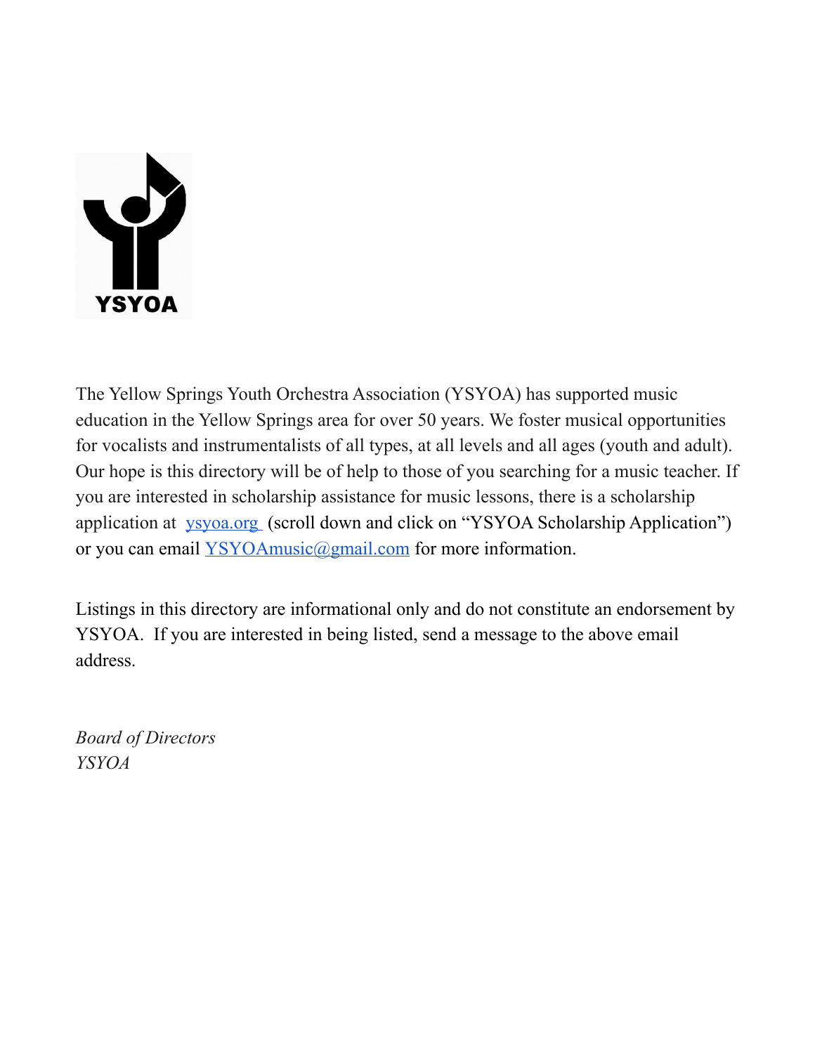YSYOA

The Yellow Springs Youth Orchestra Association (YSYOA) has supported music education in the Yellow Springs area for over 50 years. We foster musical opportunities for vocalists and instrumentalists of all types, at all levels and all ages (youth and adult). Our hope is this directory will be of help to those of you searching for a music teacher. If you are interested in scholarship assistance for music lessons, there is a scholarship application at [ysyoa.org](http://ysyoa.org) (scroll down and click on "YSYOA Scholarship Application") or you can email [YSYOAmusic@gmail.com](mailto:YSYOAmusic@gmail.com) for more information.

Listings in this directory are informational only and do not constitute an endorsement by YSYOA. If you are interested in being listed, send a message to the above email address.

*Board of Directors*
*YSYOA*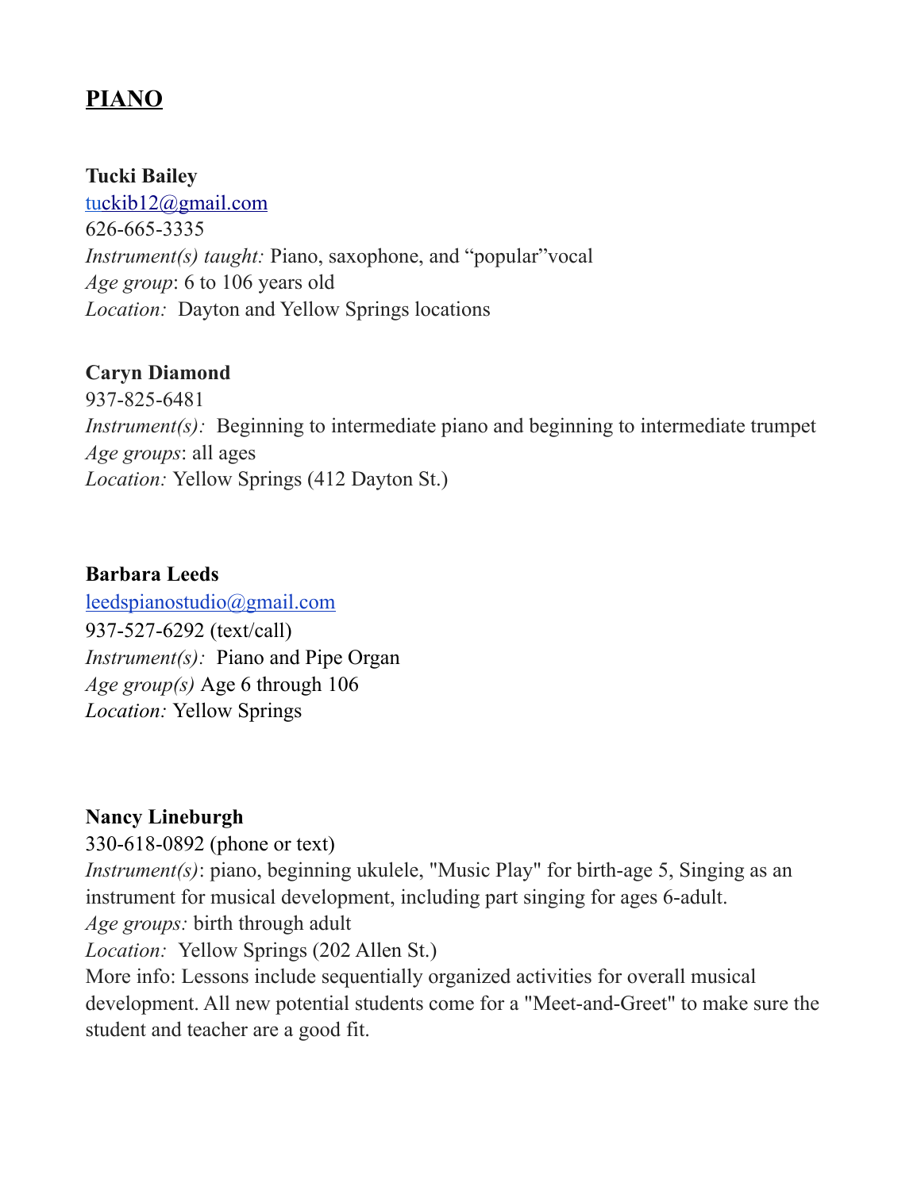## PIANO

**Tucki Bailey**
tuckib12@gmail.com
626-665-3335
*Instrument(s) taught:* Piano, saxophone, and “popular”vocal
*Age group*: 6 to 106 years old
*Location:* Dayton and Yellow Springs locations

**Caryn Diamond**
937-825-6481
*Instrument(s):* Beginning to intermediate piano and beginning to intermediate trumpet
*Age groups*: all ages
*Location:* Yellow Springs (412 Dayton St.)

**Barbara Leeds**
leedspianostudio@gmail.com
937-527-6292 (text/call)
*Instrument(s):* Piano and Pipe Organ
*Age group(s)* Age 6 through 106
*Location:* Yellow Springs

**Nancy Lineburgh**
330-618-0892 (phone or text)
*Instrument(s)*: piano, beginning ukulele, "Music Play" for birth-age 5, Singing as an instrument for musical development, including part singing for ages 6-adult.
*Age groups:* birth through adult
*Location:* Yellow Springs (202 Allen St.)
More info: Lessons include sequentially organized activities for overall musical development. All new potential students come for a "Meet-and-Greet" to make sure the student and teacher are a good fit.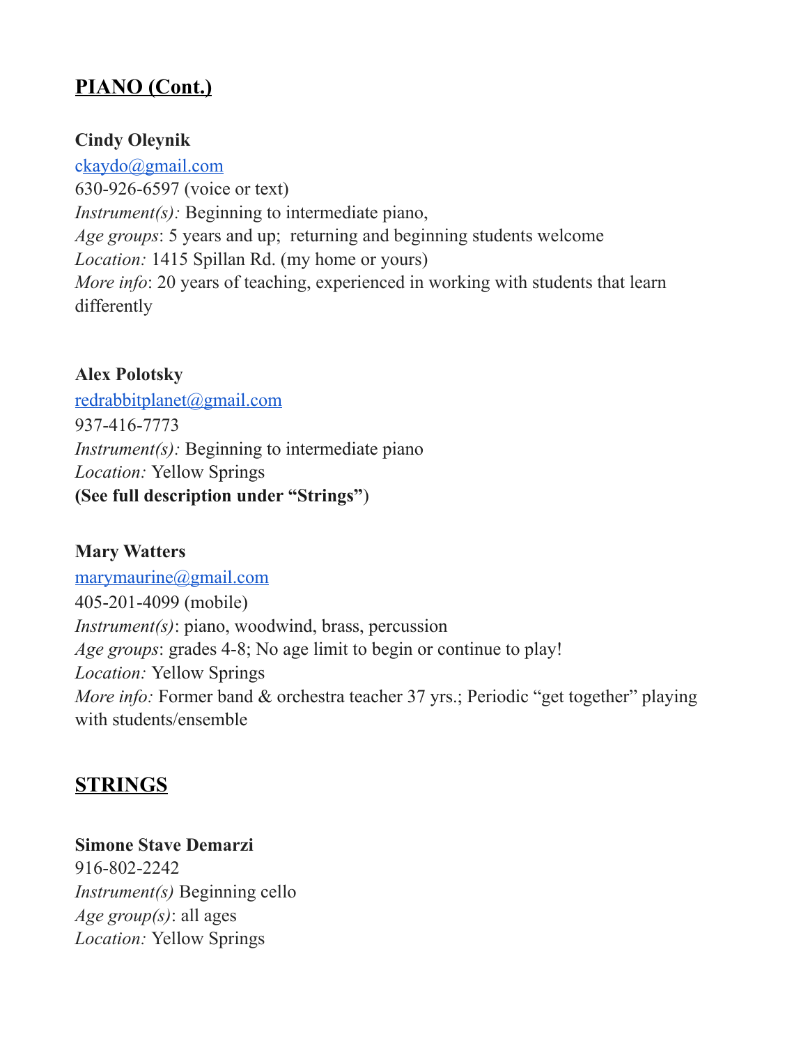## PIANO (Cont.)

**Cindy Oleynik**
ckaydo@gmail.com
630-926-6597 (voice or text)
*Instrument(s):* Beginning to intermediate piano,
*Age groups*: 5 years and up; returning and beginning students welcome
*Location:* 1415 Spillan Rd. (my home or yours)
*More info*: 20 years of teaching, experienced in working with students that learn differently

**Alex Polotsky**
redrabbitplanet@gmail.com
937-416-7773
*Instrument(s):* Beginning to intermediate piano
*Location:* Yellow Springs
**(See full description under "Strings")**

**Mary Watters**
marymaurine@gmail.com
405-201-4099 (mobile)
*Instrument(s)*: piano, woodwind, brass, percussion
*Age groups*: grades 4-8; No age limit to begin or continue to play!
*Location:* Yellow Springs
*More info:* Former band & orchestra teacher 37 yrs.; Periodic "get together" playing with students/ensemble

## STRINGS

**Simone Stave Demarzi**
916-802-2242
*Instrument(s)* Beginning cello
*Age group(s)*: all ages
*Location:* Yellow Springs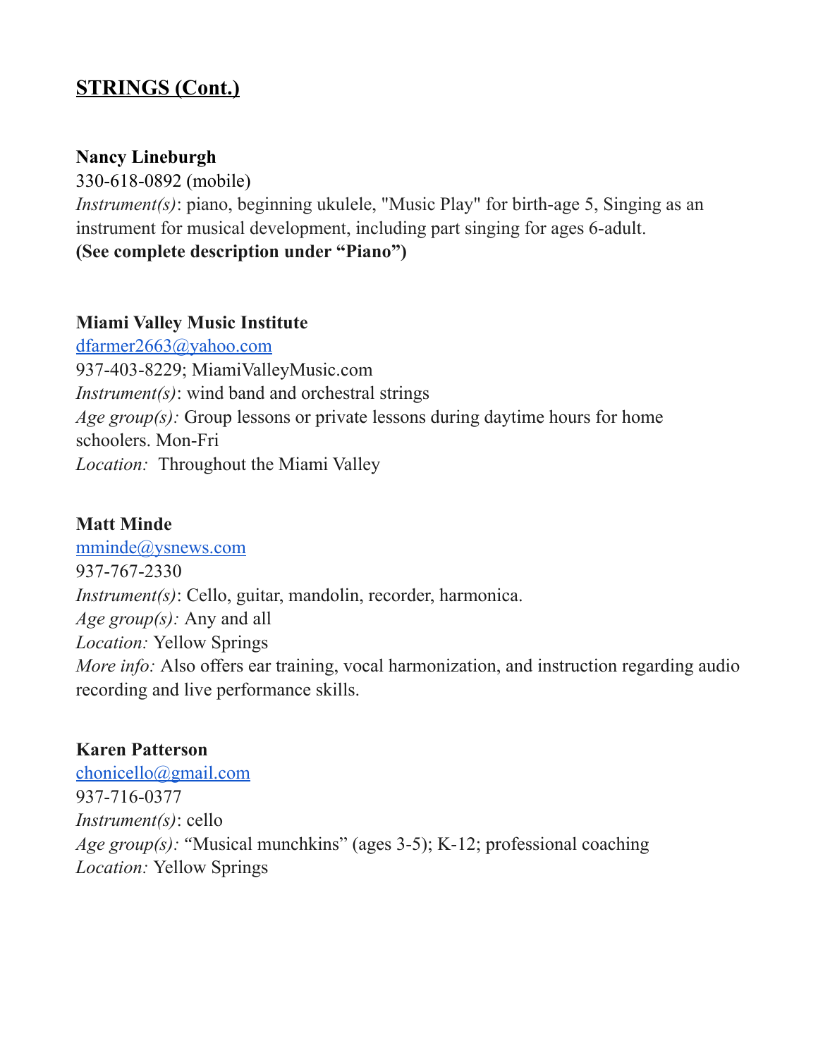## STRINGS (Cont.)

**Nancy Lineburgh**
330-618-0892 (mobile)
*Instrument(s)*: piano, beginning ukulele, "Music Play" for birth-age 5, Singing as an instrument for musical development, including part singing for ages 6-adult.
**(See complete description under "Piano")**

**Miami Valley Music Institute**
dfarmer2663@yahoo.com
937-403-8229; MiamiValleyMusic.com
*Instrument(s)*: wind band and orchestral strings
*Age group(s):* Group lessons or private lessons during daytime hours for home schoolers. Mon-Fri
*Location:* Throughout the Miami Valley

**Matt Minde**
mminde@ysnews.com
937-767-2330
*Instrument(s)*: Cello, guitar, mandolin, recorder, harmonica.
*Age group(s):* Any and all
*Location:* Yellow Springs
*More info:* Also offers ear training, vocal harmonization, and instruction regarding audio recording and live performance skills.

**Karen Patterson**
chonicello@gmail.com
937-716-0377
*Instrument(s)*: cello
*Age group(s):* "Musical munchkins" (ages 3-5); K-12; professional coaching
*Location:* Yellow Springs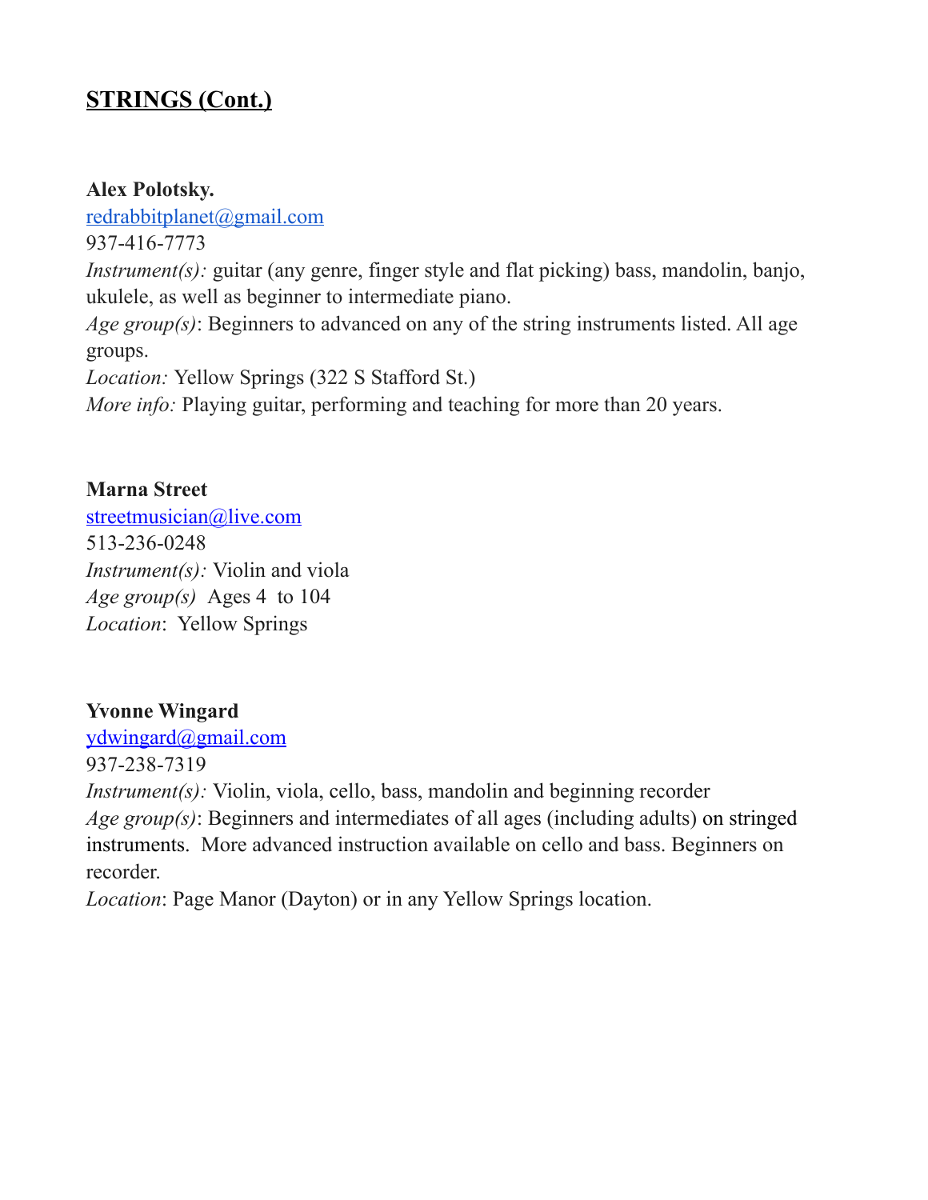## STRINGS (Cont.)

**Alex Polotsky.**
redrabbitplanet@gmail.com
937-416-7773
*Instrument(s):* guitar (any genre, finger style and flat picking) bass, mandolin, banjo, ukulele, as well as beginner to intermediate piano.
*Age group(s)*: Beginners to advanced on any of the string instruments listed. All age groups.
*Location:* Yellow Springs (322 S Stafford St.)
*More info:* Playing guitar, performing and teaching for more than 20 years.

**Marna Street**
streetmusician@live.com
513-236-0248
*Instrument(s):* Violin and viola
*Age group(s)* Ages 4 to 104
*Location*: Yellow Springs

**Yvonne Wingard**
ydwingard@gmail.com
937-238-7319
*Instrument(s):* Violin, viola, cello, bass, mandolin and beginning recorder
*Age group(s)*: Beginners and intermediates of all ages (including adults) on stringed instruments. More advanced instruction available on cello and bass. Beginners on recorder.
*Location*: Page Manor (Dayton) or in any Yellow Springs location.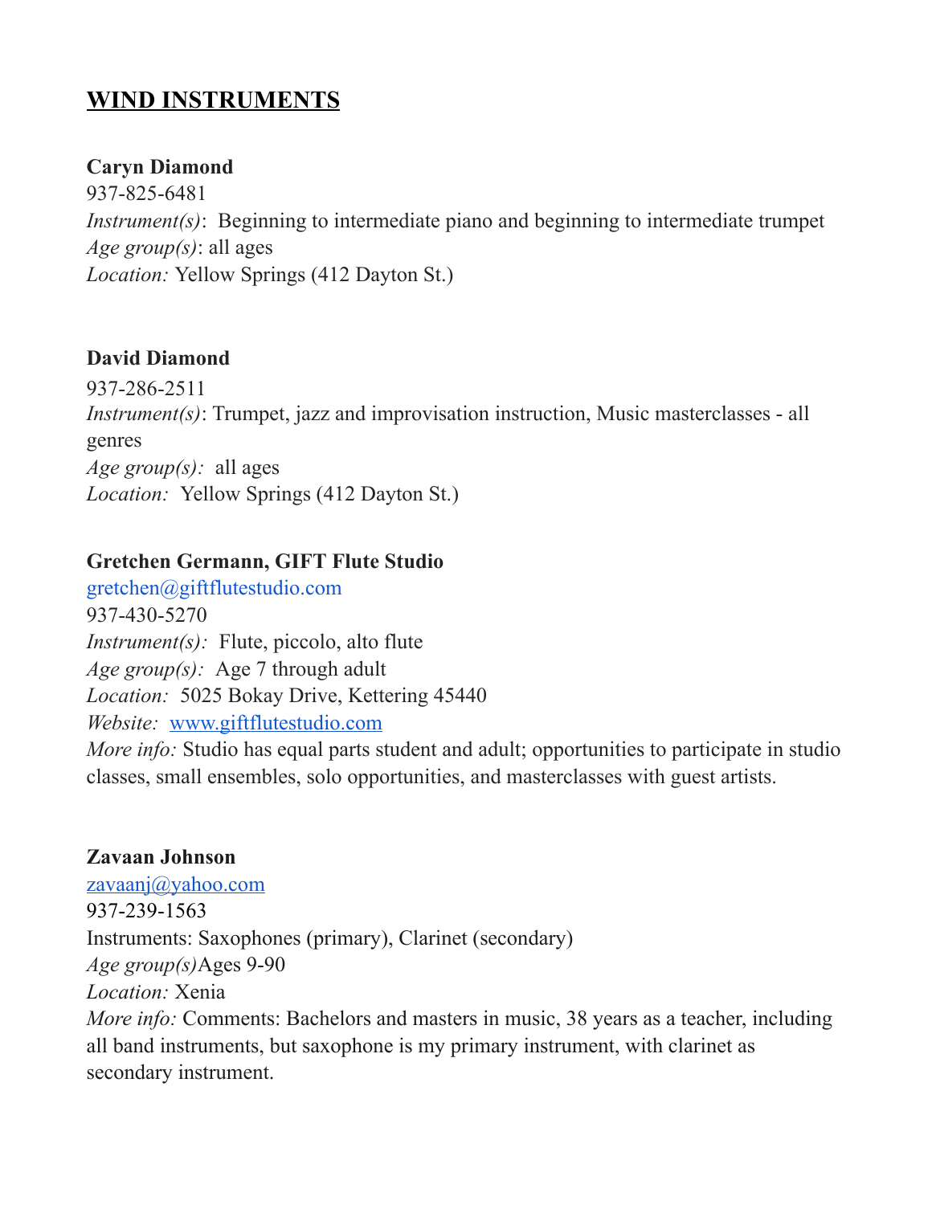## WIND INSTRUMENTS

**Caryn Diamond**
937-825-6481
*Instrument(s)*: Beginning to intermediate piano and beginning to intermediate trumpet
*Age group(s)*: all ages
*Location:* Yellow Springs (412 Dayton St.)

**David Diamond**
937-286-2511
*Instrument(s)*: Trumpet, jazz and improvisation instruction, Music masterclasses - all genres
*Age group(s):* all ages
*Location:* Yellow Springs (412 Dayton St.)

**Gretchen Germann, GIFT Flute Studio**
gretchen@giftflutestudio.com
937-430-5270
*Instrument(s):* Flute, piccolo, alto flute
*Age group(s):* Age 7 through adult
*Location:* 5025 Bokay Drive, Kettering 45440
*Website:* [www.giftflutestudio.com](http://www.giftflutestudio.com)
*More info:* Studio has equal parts student and adult; opportunities to participate in studio classes, small ensembles, solo opportunities, and masterclasses with guest artists.

**Zavaan Johnson**
[zavaanj@yahoo.com](mailto:zavaanj@yahoo.com)
937-239-1563
Instruments: Saxophones (primary), Clarinet (secondary)
*Age group(s)*Ages 9-90
*Location:* Xenia
*More info:* Comments: Bachelors and masters in music, 38 years as a teacher, including all band instruments, but saxophone is my primary instrument, with clarinet as secondary instrument.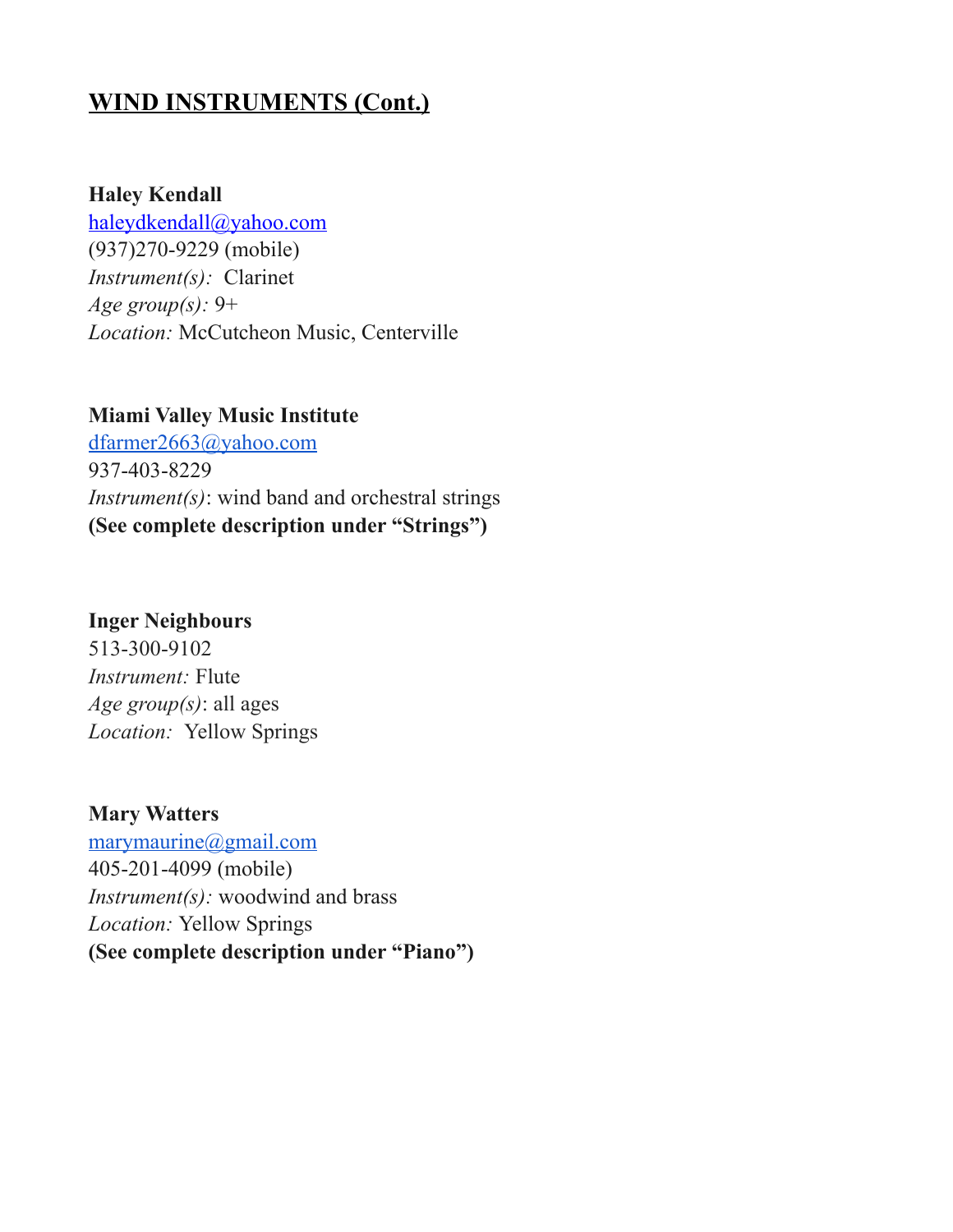## WIND INSTRUMENTS (Cont.)

**Haley Kendall**
haleydkendall@yahoo.com
(937)270-9229 (mobile)
*Instrument(s):* Clarinet
*Age group(s):* 9+
*Location:* McCutcheon Music, Centerville

**Miami Valley Music Institute**
dfarmer2663@yahoo.com
937-403-8229
*Instrument(s)*: wind band and orchestral strings
**(See complete description under "Strings")**

**Inger Neighbours**
513-300-9102
*Instrument:* Flute
*Age group(s)*: all ages
*Location:* Yellow Springs

**Mary Watters**
marymaurine@gmail.com
405-201-4099 (mobile)
*Instrument(s):* woodwind and brass
*Location:* Yellow Springs
**(See complete description under "Piano")**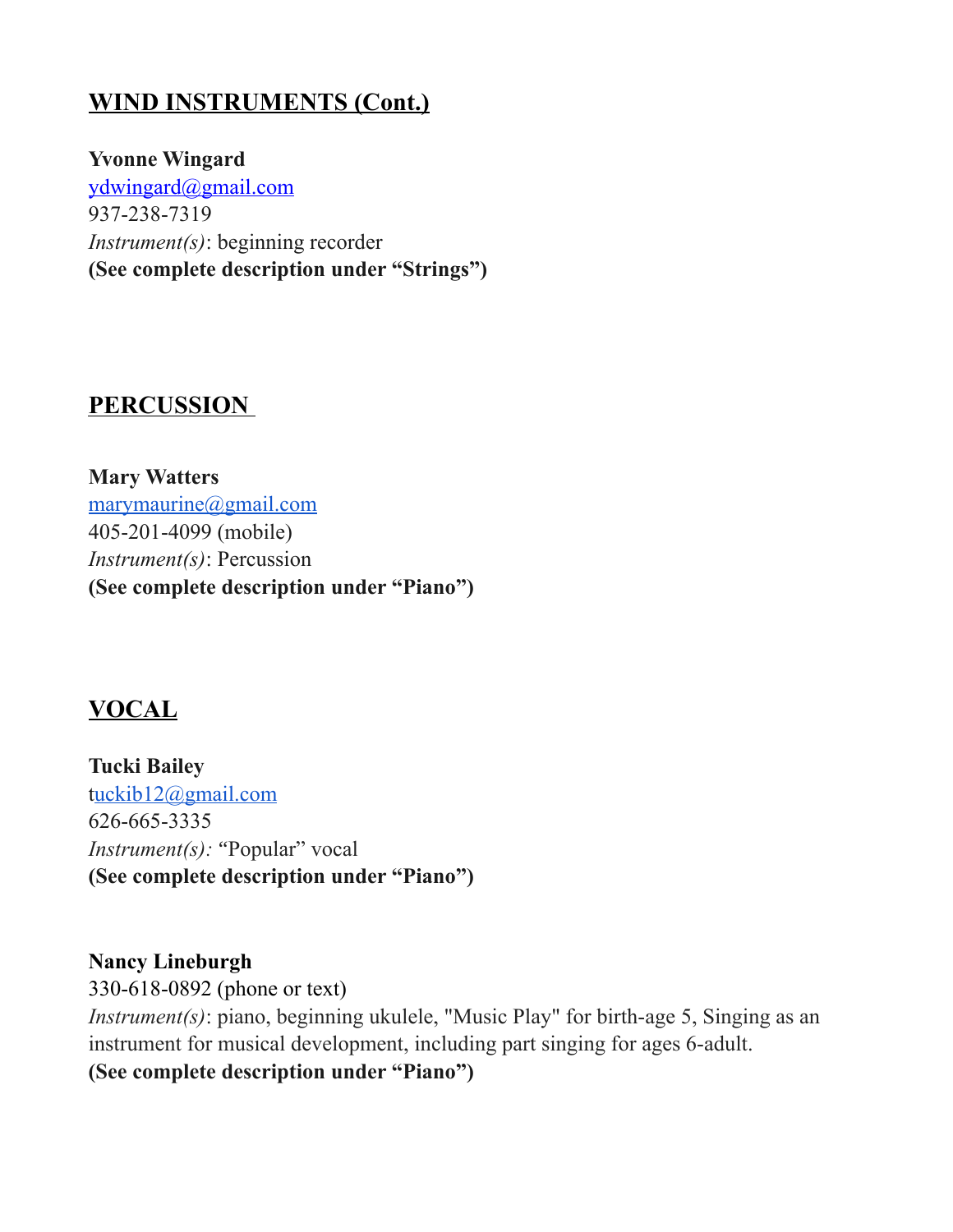## WIND INSTRUMENTS (Cont.)

**Yvonne Wingard**
ydwingard@gmail.com
937-238-7319
*Instrument(s)*: beginning recorder
**(See complete description under "Strings")**

## PERCUSSION

**Mary Watters**
marymaurine@gmail.com
405-201-4099 (mobile)
*Instrument(s)*: Percussion
**(See complete description under "Piano")**

## VOCAL

**Tucki Bailey**
tuckib12@gmail.com
626-665-3335
*Instrument(s):* "Popular" vocal
**(See complete description under "Piano")**

**Nancy Lineburgh**
330-618-0892 (phone or text)
*Instrument(s)*: piano, beginning ukulele, "Music Play" for birth-age 5, Singing as an instrument for musical development, including part singing for ages 6-adult.
**(See complete description under "Piano")**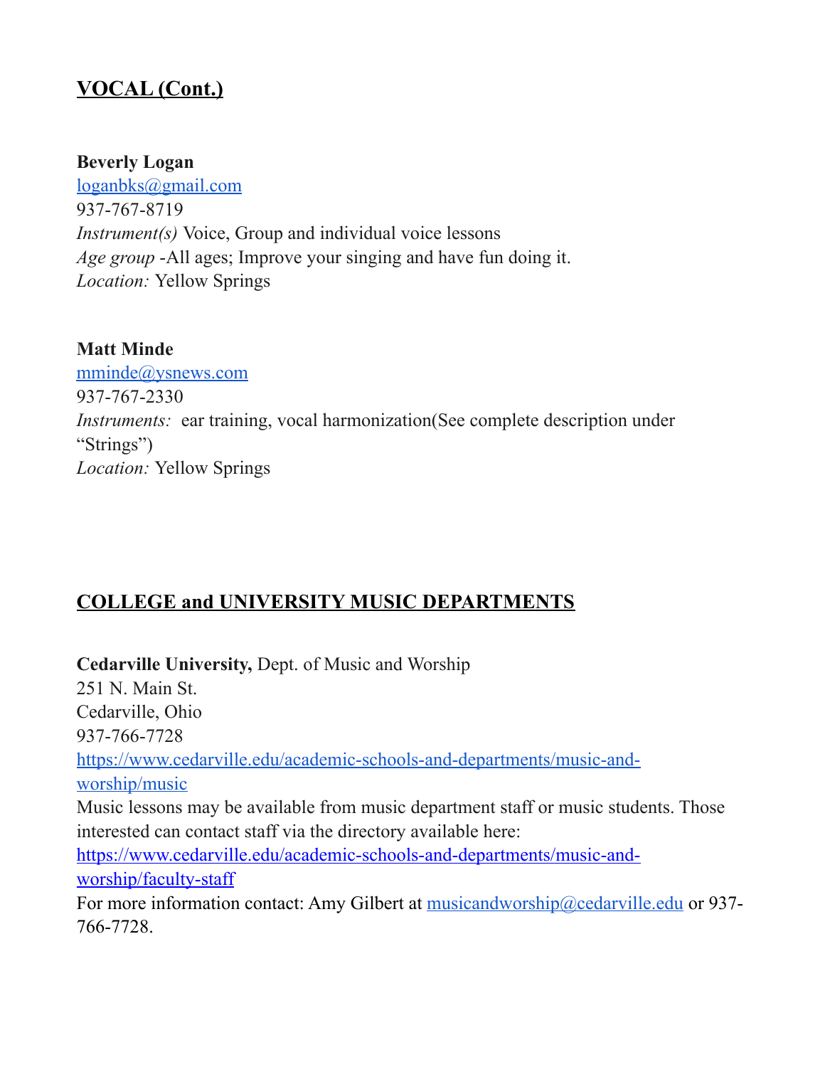## VOCAL (Cont.)

**Beverly Logan**
loganbks@gmail.com
937-767-8719
*Instrument(s)* Voice, Group and individual voice lessons
*Age group* -All ages; Improve your singing and have fun doing it.
*Location:* Yellow Springs

**Matt Minde**
mminde@ysnews.com
937-767-2330
*Instruments:* ear training, vocal harmonization(See complete description under "Strings")
*Location:* Yellow Springs

## COLLEGE and UNIVERSITY MUSIC DEPARTMENTS

**Cedarville University,** Dept. of Music and Worship
251 N. Main St.
Cedarville, Ohio
937-766-7728
https://www.cedarville.edu/academic-schools-and-departments/music-and-worship/music
Music lessons may be available from music department staff or music students. Those interested can contact staff via the directory available here:
https://www.cedarville.edu/academic-schools-and-departments/music-and-worship/faculty-staff
For more information contact: Amy Gilbert at musicandworship@cedarville.edu or 937-766-7728.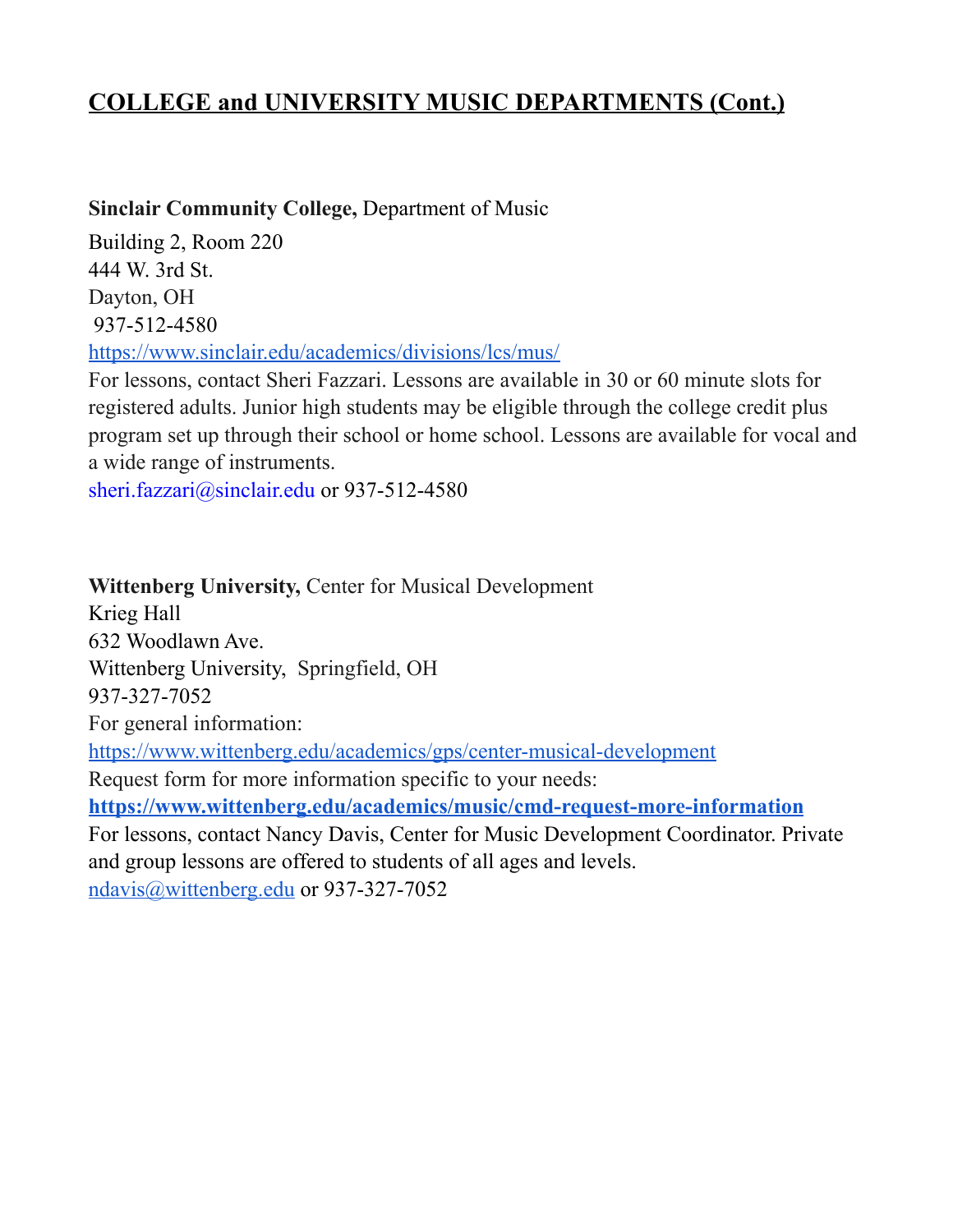## COLLEGE and UNIVERSITY MUSIC DEPARTMENTS (Cont.)

**Sinclair Community College,** Department of Music
Building 2, Room 220
444 W. 3rd St.
Dayton, OH
937-512-4580
https://www.sinclair.edu/academics/divisions/lcs/mus/
For lessons, contact Sheri Fazzari. Lessons are available in 30 or 60 minute slots for registered adults. Junior high students may be eligible through the college credit plus program set up through their school or home school. Lessons are available for vocal and a wide range of instruments.
sheri.fazzari@sinclair.edu or 937-512-4580

**Wittenberg University,** Center for Musical Development
Krieg Hall
632 Woodlawn Ave.
Wittenberg University, Springfield, OH
937-327-7052
For general information:
https://www.wittenberg.edu/academics/gps/center-musical-development
Request form for more information specific to your needs:
**https://www.wittenberg.edu/academics/music/cmd-request-more-information**
For lessons, contact Nancy Davis, Center for Music Development Coordinator. Private and group lessons are offered to students of all ages and levels.
ndavis@wittenberg.edu or 937-327-7052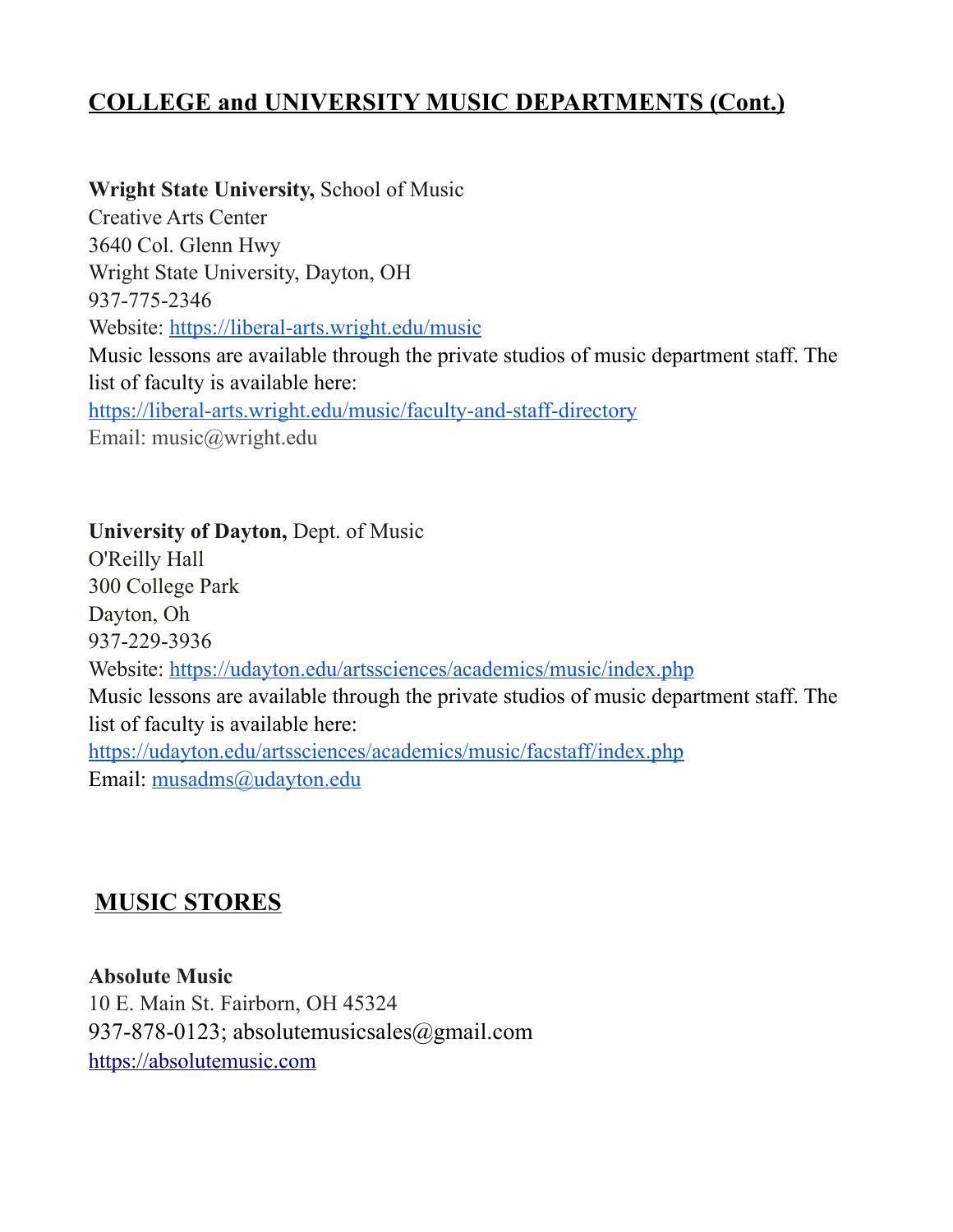## COLLEGE and UNIVERSITY MUSIC DEPARTMENTS (Cont.)

**Wright State University,** School of Music
Creative Arts Center
3640 Col. Glenn Hwy
Wright State University, Dayton, OH
937-775-2346
Website: https://liberal-arts.wright.edu/music
Music lessons are available through the private studios of music department staff. The list of faculty is available here:
https://liberal-arts.wright.edu/music/faculty-and-staff-directory
Email: music@wright.edu

**University of Dayton,** Dept. of Music
O'Reilly Hall
300 College Park
Dayton, Oh
937-229-3936
Website: https://udayton.edu/artssciences/academics/music/index.php
Music lessons are available through the private studios of music department staff. The list of faculty is available here:
https://udayton.edu/artssciences/academics/music/facstaff/index.php
Email: musadms@udayton.edu

## MUSIC STORES

**Absolute Music**
10 E. Main St. Fairborn, OH 45324
937-878-0123; absolutemusicsales@gmail.com
https://absolutemusic.com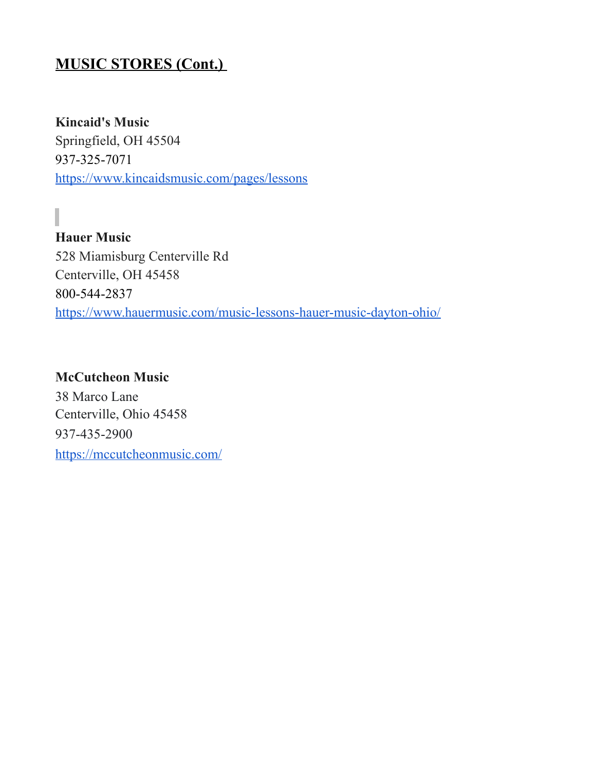## MUSIC STORES (Cont.)

**Kincaid's Music**
Springfield, OH 45504
937-325-7071
https://www.kincaidsmusic.com/pages/lessons

**Hauer Music**
528 Miamisburg Centerville Rd
Centerville, OH 45458
800-544-2837
https://www.hauermusic.com/music-lessons-hauer-music-dayton-ohio/

**McCutcheon Music**
38 Marco Lane
Centerville, Ohio 45458
937-435-2900
https://mccutcheonmusic.com/